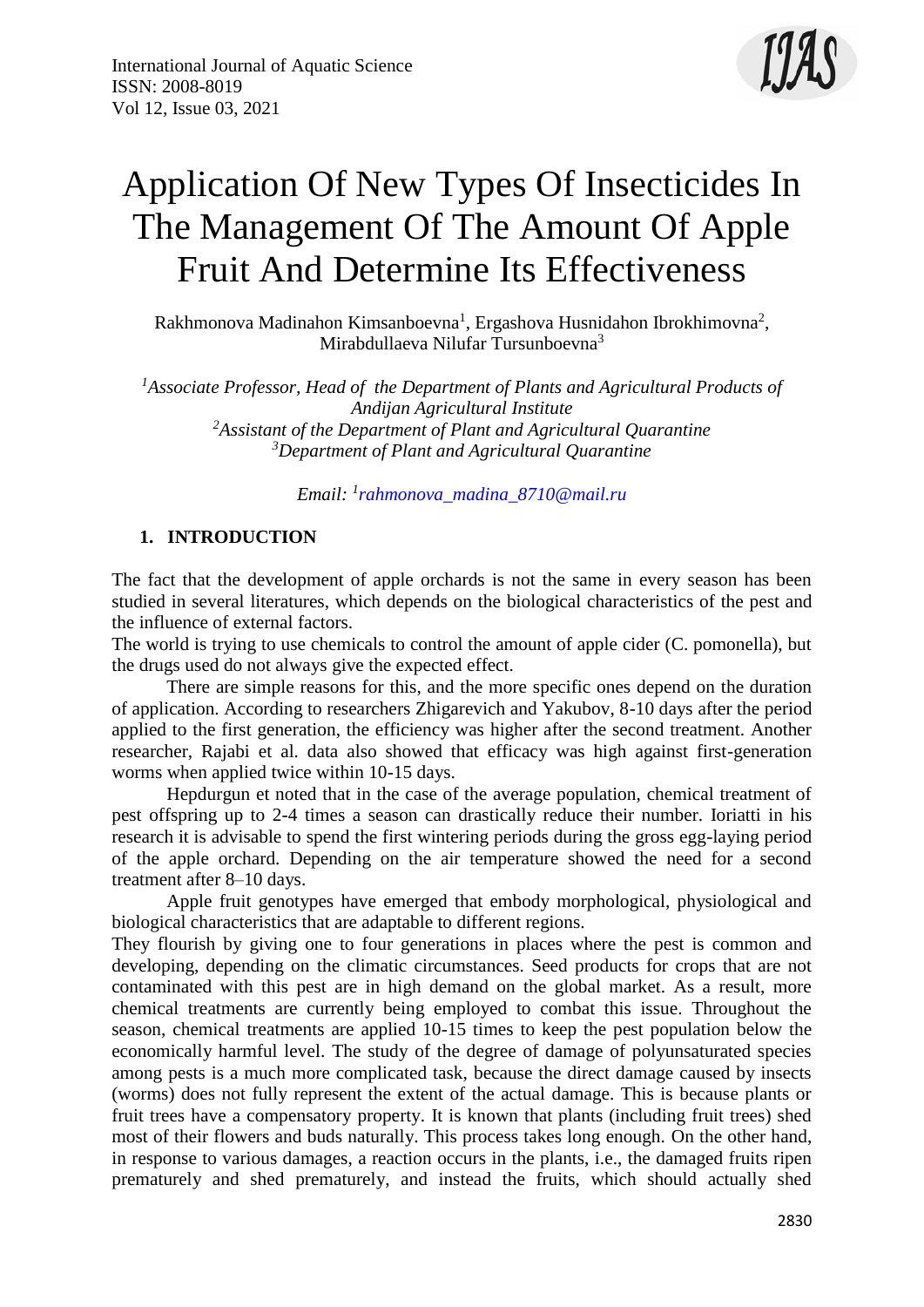# Application Of New Types Of Insecticides In The Management Of The Amount Of Apple Fruit And Determine Its Effectiveness

Rakhmonova Madinahon Kimsanboevna[1], Ergashova Husnidahon Ibrokhimovna[2], Mirabdullaeva Nilufar Tursunboevna[3]

*[1]Associate Professor, Head of the Department of Plants and Agricultural Products of Andijan Agricultural Institute*
*[2]Assistant of the Department of Plant and Agricultural Quarantine*
*[3]Department of Plant and Agricultural Quarantine*

*Email: [1]rahmonova_madina_8710@mail.ru*

## 1. INTRODUCTION

The fact that the development of apple orchards is not the same in every season has been studied in several literatures, which depends on the biological characteristics of the pest and the influence of external factors.

The world is trying to use chemicals to control the amount of apple cider (C. pomonella), but the drugs used do not always give the expected effect.

There are simple reasons for this, and the more specific ones depend on the duration of application. According to researchers Zhigarevich and Yakubov, 8-10 days after the period applied to the first generation, the efficiency was higher after the second treatment. Another researcher, Rajabi et al. data also showed that efficacy was high against first-generation worms when applied twice within 10-15 days.

Hepdurgun et noted that in the case of the average population, chemical treatment of pest offspring up to 2-4 times a season can drastically reduce their number. Ioriatti in his research it is advisable to spend the first wintering periods during the gross egg-laying period of the apple orchard. Depending on the air temperature showed the need for a second treatment after 8–10 days.

Apple fruit genotypes have emerged that embody morphological, physiological and biological characteristics that are adaptable to different regions.

They flourish by giving one to four generations in places where the pest is common and developing, depending on the climatic circumstances. Seed products for crops that are not contaminated with this pest are in high demand on the global market. As a result, more chemical treatments are currently being employed to combat this issue. Throughout the season, chemical treatments are applied 10-15 times to keep the pest population below the economically harmful level. The study of the degree of damage of polyunsaturated species among pests is a much more complicated task, because the direct damage caused by insects (worms) does not fully represent the extent of the actual damage. This is because plants or fruit trees have a compensatory property. It is known that plants (including fruit trees) shed most of their flowers and buds naturally. This process takes long enough. On the other hand, in response to various damages, a reaction occurs in the plants, i.e., the damaged fruits ripen prematurely and shed prematurely, and instead the fruits, which should actually shed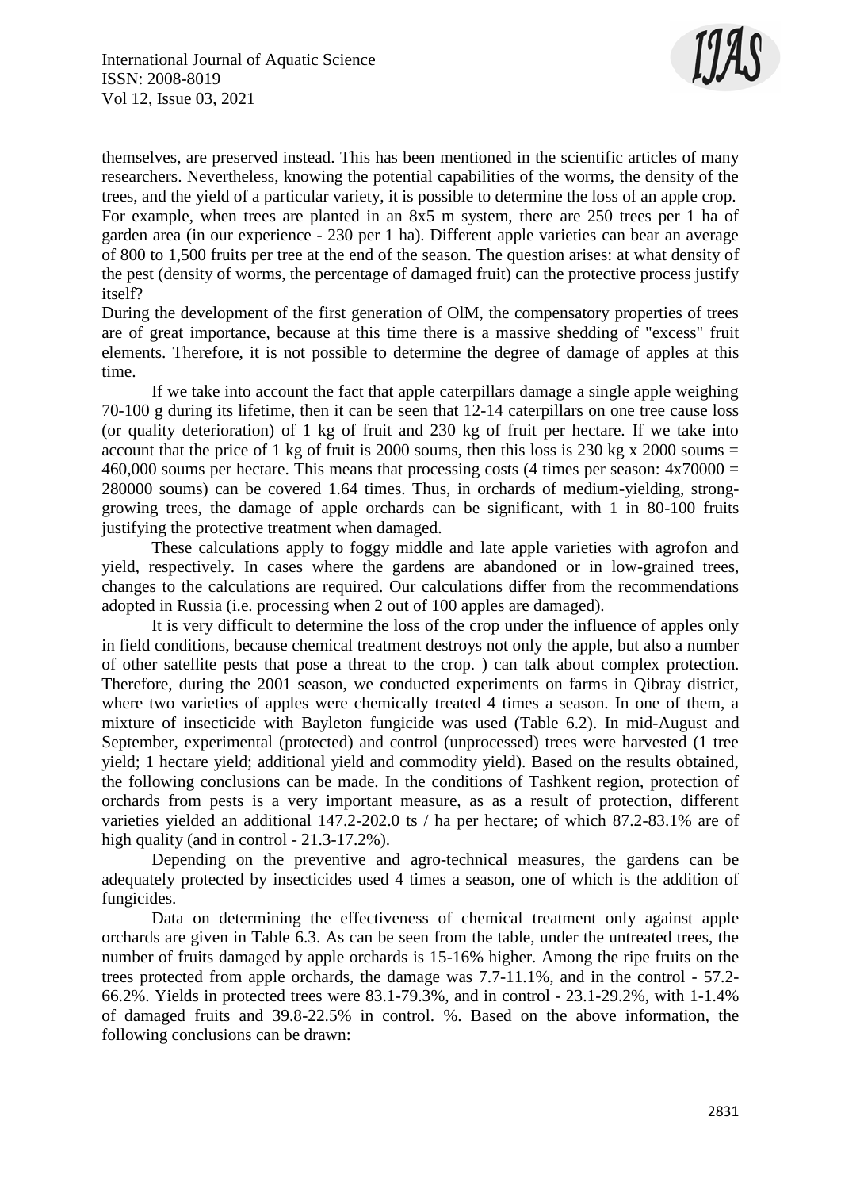themselves, are preserved instead. This has been mentioned in the scientific articles of many researchers. Nevertheless, knowing the potential capabilities of the worms, the density of the trees, and the yield of a particular variety, it is possible to determine the loss of an apple crop. For example, when trees are planted in an 8x5 m system, there are 250 trees per 1 ha of garden area (in our experience - 230 per 1 ha). Different apple varieties can bear an average of 800 to 1,500 fruits per tree at the end of the season. The question arises: at what density of the pest (density of worms, the percentage of damaged fruit) can the protective process justify itself?

During the development of the first generation of OlM, the compensatory properties of trees are of great importance, because at this time there is a massive shedding of "excess" fruit elements. Therefore, it is not possible to determine the degree of damage of apples at this time.

If we take into account the fact that apple caterpillars damage a single apple weighing 70-100 g during its lifetime, then it can be seen that 12-14 caterpillars on one tree cause loss (or quality deterioration) of 1 kg of fruit and 230 kg of fruit per hectare. If we take into account that the price of 1 kg of fruit is 2000 soums, then this loss is 230 kg x 2000 soums = 460,000 soums per hectare. This means that processing costs (4 times per season: 4x70000 = 280000 soums) can be covered 1.64 times. Thus, in orchards of medium-yielding, strong-growing trees, the damage of apple orchards can be significant, with 1 in 80-100 fruits justifying the protective treatment when damaged.

These calculations apply to foggy middle and late apple varieties with agrofon and yield, respectively. In cases where the gardens are abandoned or in low-grained trees, changes to the calculations are required. Our calculations differ from the recommendations adopted in Russia (i.e. processing when 2 out of 100 apples are damaged).

It is very difficult to determine the loss of the crop under the influence of apples only in field conditions, because chemical treatment destroys not only the apple, but also a number of other satellite pests that pose a threat to the crop. ) can talk about complex protection. Therefore, during the 2001 season, we conducted experiments on farms in Qibray district, where two varieties of apples were chemically treated 4 times a season. In one of them, a mixture of insecticide with Bayleton fungicide was used (Table 6.2). In mid-August and September, experimental (protected) and control (unprocessed) trees were harvested (1 tree yield; 1 hectare yield; additional yield and commodity yield). Based on the results obtained, the following conclusions can be made. In the conditions of Tashkent region, protection of orchards from pests is a very important measure, as as a result of protection, different varieties yielded an additional 147.2-202.0 ts / ha per hectare; of which 87.2-83.1% are of high quality (and in control - 21.3-17.2%).

Depending on the preventive and agro-technical measures, the gardens can be adequately protected by insecticides used 4 times a season, one of which is the addition of fungicides.

Data on determining the effectiveness of chemical treatment only against apple orchards are given in Table 6.3. As can be seen from the table, under the untreated trees, the number of fruits damaged by apple orchards is 15-16% higher. Among the ripe fruits on the trees protected from apple orchards, the damage was 7.7-11.1%, and in the control - 57.2-66.2%. Yields in protected trees were 83.1-79.3%, and in control - 23.1-29.2%, with 1-1.4% of damaged fruits and 39.8-22.5% in control. %. Based on the above information, the following conclusions can be drawn: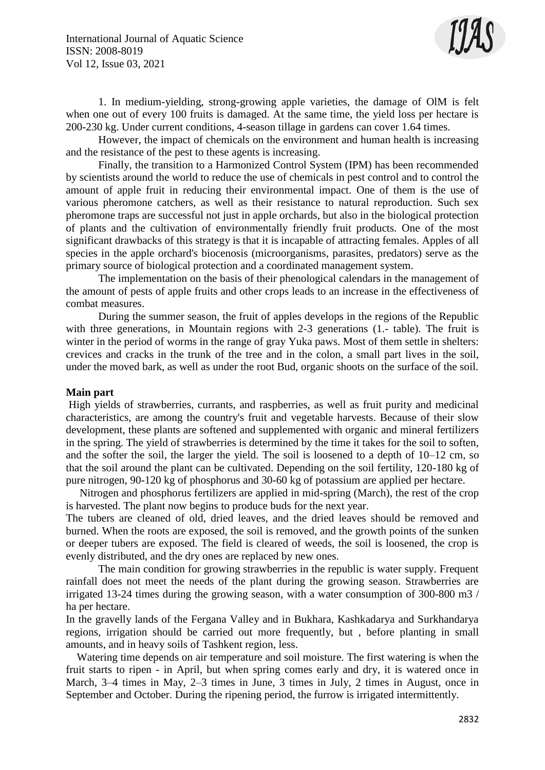1. In medium-yielding, strong-growing apple varieties, the damage of OlM is felt when one out of every 100 fruits is damaged. At the same time, the yield loss per hectare is 200-230 kg. Under current conditions, 4-season tillage in gardens can cover 1.64 times.

However, the impact of chemicals on the environment and human health is increasing and the resistance of the pest to these agents is increasing.

Finally, the transition to a Harmonized Control System (IPM) has been recommended by scientists around the world to reduce the use of chemicals in pest control and to control the amount of apple fruit in reducing their environmental impact. One of them is the use of various pheromone catchers, as well as their resistance to natural reproduction. Such sex pheromone traps are successful not just in apple orchards, but also in the biological protection of plants and the cultivation of environmentally friendly fruit products. One of the most significant drawbacks of this strategy is that it is incapable of attracting females. Apples of all species in the apple orchard's biocenosis (microorganisms, parasites, predators) serve as the primary source of biological protection and a coordinated management system.

The implementation on the basis of their phenological calendars in the management of the amount of pests of apple fruits and other crops leads to an increase in the effectiveness of combat measures.

During the summer season, the fruit of apples develops in the regions of the Republic with three generations, in Mountain regions with 2-3 generations (1.- table). The fruit is winter in the period of worms in the range of gray Yuka paws. Most of them settle in shelters: crevices and cracks in the trunk of the tree and in the colon, a small part lives in the soil, under the moved bark, as well as under the root Bud, organic shoots on the surface of the soil.

**Main part**

High yields of strawberries, currants, and raspberries, as well as fruit purity and medicinal characteristics, are among the country's fruit and vegetable harvests. Because of their slow development, these plants are softened and supplemented with organic and mineral fertilizers in the spring. The yield of strawberries is determined by the time it takes for the soil to soften, and the softer the soil, the larger the yield. The soil is loosened to a depth of 10–12 cm, so that the soil around the plant can be cultivated. Depending on the soil fertility, 120-180 kg of pure nitrogen, 90-120 kg of phosphorus and 30-60 kg of potassium are applied per hectare.

Nitrogen and phosphorus fertilizers are applied in mid-spring (March), the rest of the crop is harvested. The plant now begins to produce buds for the next year.

The tubers are cleaned of old, dried leaves, and the dried leaves should be removed and burned. When the roots are exposed, the soil is removed, and the growth points of the sunken or deeper tubers are exposed. The field is cleared of weeds, the soil is loosened, the crop is evenly distributed, and the dry ones are replaced by new ones.

The main condition for growing strawberries in the republic is water supply. Frequent rainfall does not meet the needs of the plant during the growing season. Strawberries are irrigated 13-24 times during the growing season, with a water consumption of 300-800 m3 / ha per hectare.

In the gravelly lands of the Fergana Valley and in Bukhara, Kashkadarya and Surkhandarya regions, irrigation should be carried out more frequently, but , before planting in small amounts, and in heavy soils of Tashkent region, less.

Watering time depends on air temperature and soil moisture. The first watering is when the fruit starts to ripen - in April, but when spring comes early and dry, it is watered once in March, 3–4 times in May, 2–3 times in June, 3 times in July, 2 times in August, once in September and October. During the ripening period, the furrow is irrigated intermittently.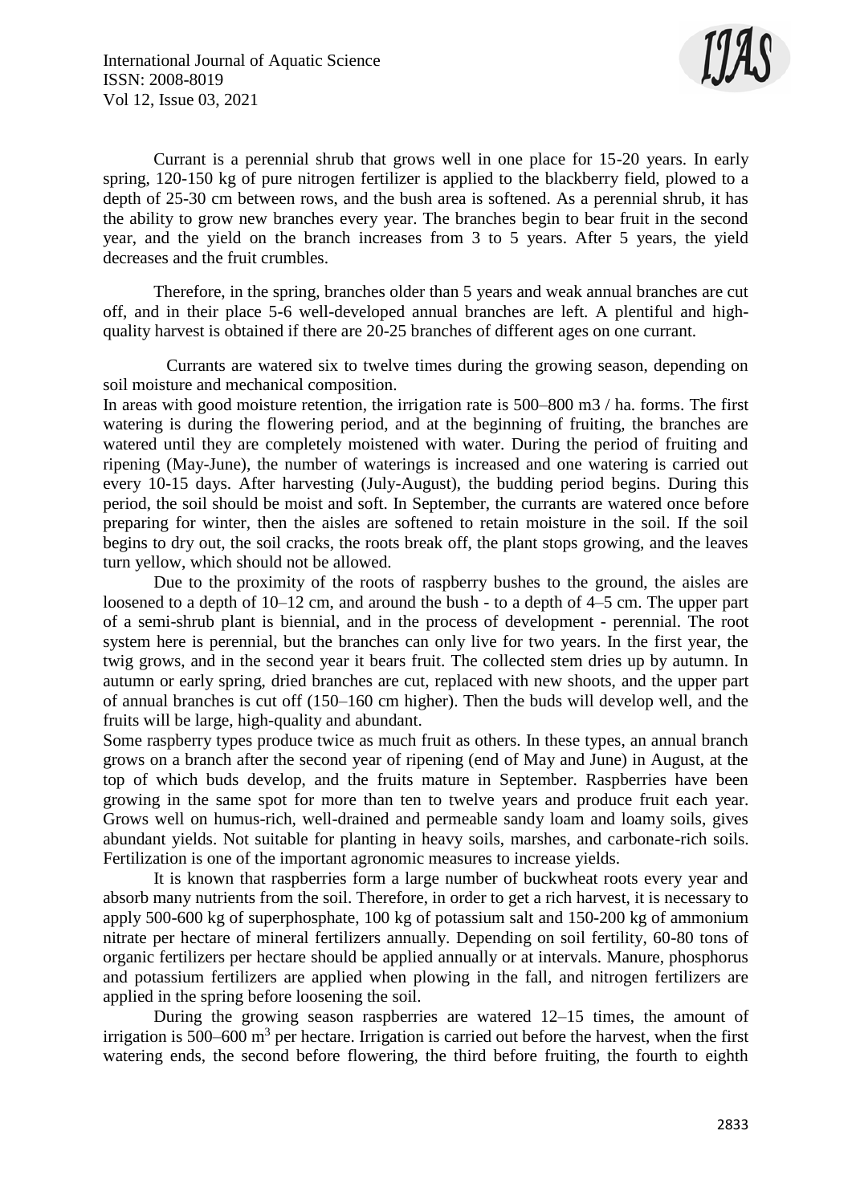Currant is a perennial shrub that grows well in one place for 15-20 years. In early spring, 120-150 kg of pure nitrogen fertilizer is applied to the blackberry field, plowed to a depth of 25-30 cm between rows, and the bush area is softened. As a perennial shrub, it has the ability to grow new branches every year. The branches begin to bear fruit in the second year, and the yield on the branch increases from 3 to 5 years. After 5 years, the yield decreases and the fruit crumbles.

Therefore, in the spring, branches older than 5 years and weak annual branches are cut off, and in their place 5-6 well-developed annual branches are left. A plentiful and high-quality harvest is obtained if there are 20-25 branches of different ages on one currant.

Currants are watered six to twelve times during the growing season, depending on soil moisture and mechanical composition.

In areas with good moisture retention, the irrigation rate is 500–800 m3 / ha. forms. The first watering is during the flowering period, and at the beginning of fruiting, the branches are watered until they are completely moistened with water. During the period of fruiting and ripening (May-June), the number of waterings is increased and one watering is carried out every 10-15 days. After harvesting (July-August), the budding period begins. During this period, the soil should be moist and soft. In September, the currants are watered once before preparing for winter, then the aisles are softened to retain moisture in the soil. If the soil begins to dry out, the soil cracks, the roots break off, the plant stops growing, and the leaves turn yellow, which should not be allowed.

Due to the proximity of the roots of raspberry bushes to the ground, the aisles are loosened to a depth of 10–12 cm, and around the bush - to a depth of 4–5 cm. The upper part of a semi-shrub plant is biennial, and in the process of development - perennial. The root system here is perennial, but the branches can only live for two years. In the first year, the twig grows, and in the second year it bears fruit. The collected stem dries up by autumn. In autumn or early spring, dried branches are cut, replaced with new shoots, and the upper part of annual branches is cut off (150–160 cm higher). Then the buds will develop well, and the fruits will be large, high-quality and abundant.

Some raspberry types produce twice as much fruit as others. In these types, an annual branch grows on a branch after the second year of ripening (end of May and June) in August, at the top of which buds develop, and the fruits mature in September. Raspberries have been growing in the same spot for more than ten to twelve years and produce fruit each year. Grows well on humus-rich, well-drained and permeable sandy loam and loamy soils, gives abundant yields. Not suitable for planting in heavy soils, marshes, and carbonate-rich soils. Fertilization is one of the important agronomic measures to increase yields.

It is known that raspberries form a large number of buckwheat roots every year and absorb many nutrients from the soil. Therefore, in order to get a rich harvest, it is necessary to apply 500-600 kg of superphosphate, 100 kg of potassium salt and 150-200 kg of ammonium nitrate per hectare of mineral fertilizers annually. Depending on soil fertility, 60-80 tons of organic fertilizers per hectare should be applied annually or at intervals. Manure, phosphorus and potassium fertilizers are applied when plowing in the fall, and nitrogen fertilizers are applied in the spring before loosening the soil.

During the growing season raspberries are watered 12–15 times, the amount of irrigation is 500–600 $m^3$ per hectare. Irrigation is carried out before the harvest, when the first watering ends, the second before flowering, the third before fruiting, the fourth to eighth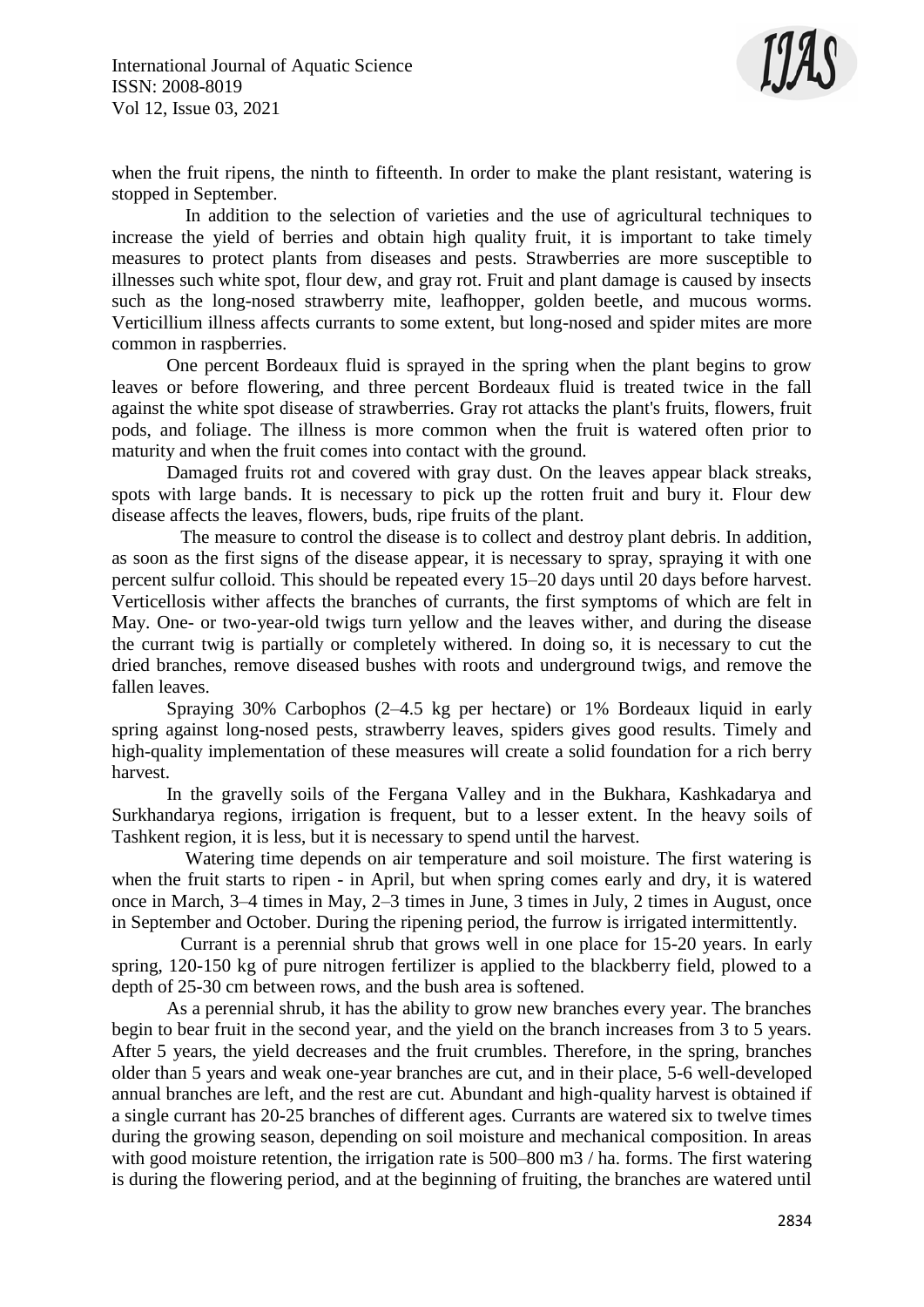when the fruit ripens, the ninth to fifteenth. In order to make the plant resistant, watering is stopped in September.

In addition to the selection of varieties and the use of agricultural techniques to increase the yield of berries and obtain high quality fruit, it is important to take timely measures to protect plants from diseases and pests. Strawberries are more susceptible to illnesses such white spot, flour dew, and gray rot. Fruit and plant damage is caused by insects such as the long-nosed strawberry mite, leafhopper, golden beetle, and mucous worms. Verticillium illness affects currants to some extent, but long-nosed and spider mites are more common in raspberries.

One percent Bordeaux fluid is sprayed in the spring when the plant begins to grow leaves or before flowering, and three percent Bordeaux fluid is treated twice in the fall against the white spot disease of strawberries. Gray rot attacks the plant's fruits, flowers, fruit pods, and foliage. The illness is more common when the fruit is watered often prior to maturity and when the fruit comes into contact with the ground.

Damaged fruits rot and covered with gray dust. On the leaves appear black streaks, spots with large bands. It is necessary to pick up the rotten fruit and bury it. Flour dew disease affects the leaves, flowers, buds, ripe fruits of the plant.

The measure to control the disease is to collect and destroy plant debris. In addition, as soon as the first signs of the disease appear, it is necessary to spray, spraying it with one percent sulfur colloid. This should be repeated every 15–20 days until 20 days before harvest. Verticellosis wither affects the branches of currants, the first symptoms of which are felt in May. One- or two-year-old twigs turn yellow and the leaves wither, and during the disease the currant twig is partially or completely withered. In doing so, it is necessary to cut the dried branches, remove diseased bushes with roots and underground twigs, and remove the fallen leaves.

Spraying 30% Carbophos (2–4.5 kg per hectare) or 1% Bordeaux liquid in early spring against long-nosed pests, strawberry leaves, spiders gives good results. Timely and high-quality implementation of these measures will create a solid foundation for a rich berry harvest.

In the gravelly soils of the Fergana Valley and in the Bukhara, Kashkadarya and Surkhandarya regions, irrigation is frequent, but to a lesser extent. In the heavy soils of Tashkent region, it is less, but it is necessary to spend until the harvest.

Watering time depends on air temperature and soil moisture. The first watering is when the fruit starts to ripen - in April, but when spring comes early and dry, it is watered once in March, 3–4 times in May, 2–3 times in June, 3 times in July, 2 times in August, once in September and October. During the ripening period, the furrow is irrigated intermittently.

Currant is a perennial shrub that grows well in one place for 15-20 years. In early spring, 120-150 kg of pure nitrogen fertilizer is applied to the blackberry field, plowed to a depth of 25-30 cm between rows, and the bush area is softened.

As a perennial shrub, it has the ability to grow new branches every year. The branches begin to bear fruit in the second year, and the yield on the branch increases from 3 to 5 years. After 5 years, the yield decreases and the fruit crumbles. Therefore, in the spring, branches older than 5 years and weak one-year branches are cut, and in their place, 5-6 well-developed annual branches are left, and the rest are cut. Abundant and high-quality harvest is obtained if a single currant has 20-25 branches of different ages. Currants are watered six to twelve times during the growing season, depending on soil moisture and mechanical composition. In areas with good moisture retention, the irrigation rate is 500–800 m3 / ha. forms. The first watering is during the flowering period, and at the beginning of fruiting, the branches are watered until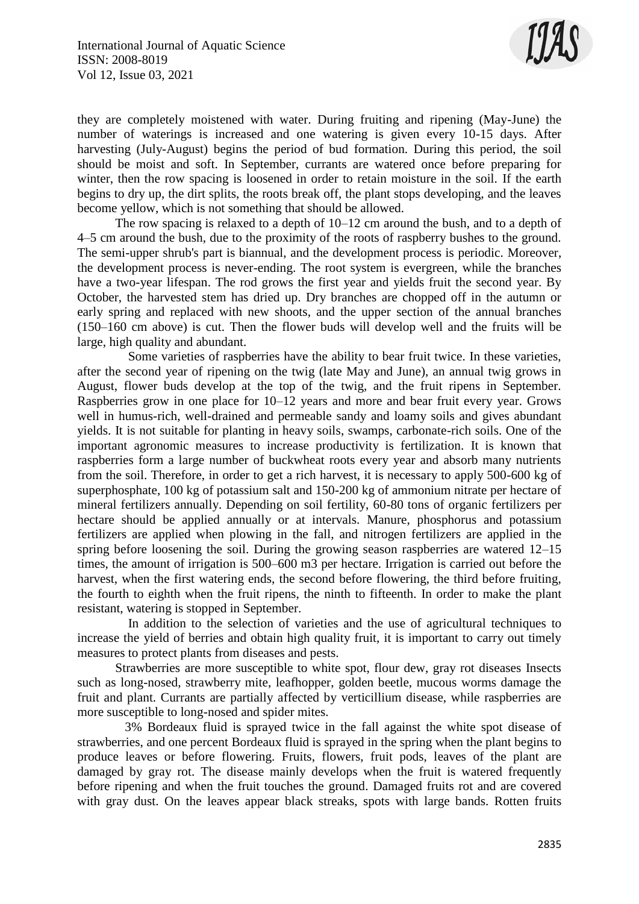they are completely moistened with water. During fruiting and ripening (May-June) the number of waterings is increased and one watering is given every 10-15 days. After harvesting (July-August) begins the period of bud formation. During this period, the soil should be moist and soft. In September, currants are watered once before preparing for winter, then the row spacing is loosened in order to retain moisture in the soil. If the earth begins to dry up, the dirt splits, the roots break off, the plant stops developing, and the leaves become yellow, which is not something that should be allowed.

The row spacing is relaxed to a depth of 10–12 cm around the bush, and to a depth of 4–5 cm around the bush, due to the proximity of the roots of raspberry bushes to the ground. The semi-upper shrub's part is biannual, and the development process is periodic. Moreover, the development process is never-ending. The root system is evergreen, while the branches have a two-year lifespan. The rod grows the first year and yields fruit the second year. By October, the harvested stem has dried up. Dry branches are chopped off in the autumn or early spring and replaced with new shoots, and the upper section of the annual branches (150–160 cm above) is cut. Then the flower buds will develop well and the fruits will be large, high quality and abundant.

Some varieties of raspberries have the ability to bear fruit twice. In these varieties, after the second year of ripening on the twig (late May and June), an annual twig grows in August, flower buds develop at the top of the twig, and the fruit ripens in September. Raspberries grow in one place for 10–12 years and more and bear fruit every year. Grows well in humus-rich, well-drained and permeable sandy and loamy soils and gives abundant yields. It is not suitable for planting in heavy soils, swamps, carbonate-rich soils. One of the important agronomic measures to increase productivity is fertilization. It is known that raspberries form a large number of buckwheat roots every year and absorb many nutrients from the soil. Therefore, in order to get a rich harvest, it is necessary to apply 500-600 kg of superphosphate, 100 kg of potassium salt and 150-200 kg of ammonium nitrate per hectare of mineral fertilizers annually. Depending on soil fertility, 60-80 tons of organic fertilizers per hectare should be applied annually or at intervals. Manure, phosphorus and potassium fertilizers are applied when plowing in the fall, and nitrogen fertilizers are applied in the spring before loosening the soil. During the growing season raspberries are watered 12–15 times, the amount of irrigation is 500–600 m3 per hectare. Irrigation is carried out before the harvest, when the first watering ends, the second before flowering, the third before fruiting, the fourth to eighth when the fruit ripens, the ninth to fifteenth. In order to make the plant resistant, watering is stopped in September.

In addition to the selection of varieties and the use of agricultural techniques to increase the yield of berries and obtain high quality fruit, it is important to carry out timely measures to protect plants from diseases and pests.

Strawberries are more susceptible to white spot, flour dew, gray rot diseases Insects such as long-nosed, strawberry mite, leafhopper, golden beetle, mucous worms damage the fruit and plant. Currants are partially affected by verticillium disease, while raspberries are more susceptible to long-nosed and spider mites.

3% Bordeaux fluid is sprayed twice in the fall against the white spot disease of strawberries, and one percent Bordeaux fluid is sprayed in the spring when the plant begins to produce leaves or before flowering. Fruits, flowers, fruit pods, leaves of the plant are damaged by gray rot. The disease mainly develops when the fruit is watered frequently before ripening and when the fruit touches the ground. Damaged fruits rot and are covered with gray dust. On the leaves appear black streaks, spots with large bands. Rotten fruits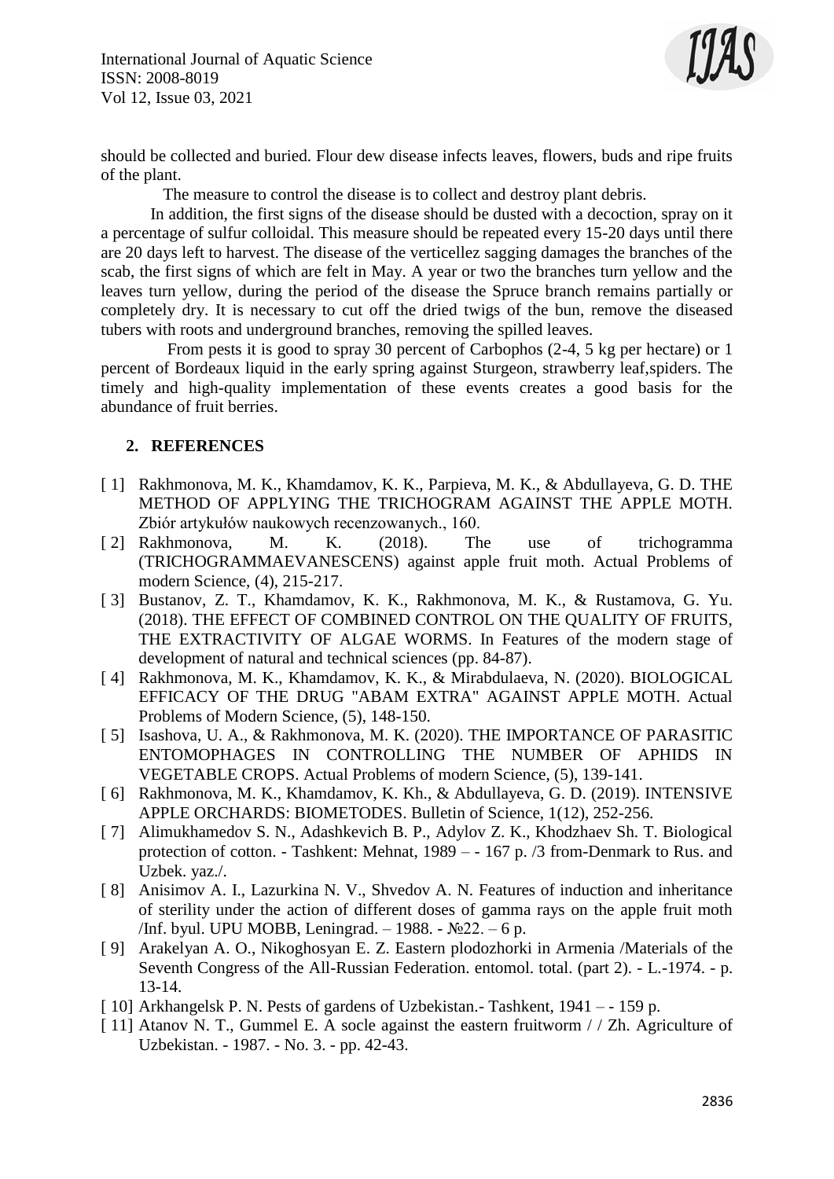should be collected and buried. Flour dew disease infects leaves, flowers, buds and ripe fruits of the plant.

The measure to control the disease is to collect and destroy plant debris.

In addition, the first signs of the disease should be dusted with a decoction, spray on it a percentage of sulfur colloidal. This measure should be repeated every 15-20 days until there are 20 days left to harvest. The disease of the verticellez sagging damages the branches of the scab, the first signs of which are felt in May. A year or two the branches turn yellow and the leaves turn yellow, during the period of the disease the Spruce branch remains partially or completely dry. It is necessary to cut off the dried twigs of the bun, remove the diseased tubers with roots and underground branches, removing the spilled leaves.

From pests it is good to spray 30 percent of Carbophos (2-4, 5 kg per hectare) or 1 percent of Bordeaux liquid in the early spring against Sturgeon, strawberry leaf,spiders. The timely and high-quality implementation of these events creates a good basis for the abundance of fruit berries.

## 2. REFERENCES

[1] Rakhmonova, M. K., Khamdamov, K. K., Parpieva, M. K., & Abdullayeva, G. D. THE METHOD OF APPLYING THE TRICHOGRAM AGAINST THE APPLE MOTH. Zbiór artykułów naukowych recenzowanych., 160.

[2] Rakhmonova, M. K. (2018). The use of trichogramma (TRICHOGRAMMAEVANESCENS) against apple fruit moth. Actual Problems of modern Science, (4), 215-217.

[3] Bustanov, Z. T., Khamdamov, K. K., Rakhmonova, M. K., & Rustamova, G. Yu. (2018). THE EFFECT OF COMBINED CONTROL ON THE QUALITY OF FRUITS, THE EXTRACTIVITY OF ALGAE WORMS. In Features of the modern stage of development of natural and technical sciences (pp. 84-87).

[4] Rakhmonova, M. K., Khamdamov, K. K., & Mirabdulaeva, N. (2020). BIOLOGICAL EFFICACY OF THE DRUG "ABAM EXTRA" AGAINST APPLE MOTH. Actual Problems of Modern Science, (5), 148-150.

[5] Isashova, U. A., & Rakhmonova, M. K. (2020). THE IMPORTANCE OF PARASITIC ENTOMOPHAGES IN CONTROLLING THE NUMBER OF APHIDS IN VEGETABLE CROPS. Actual Problems of modern Science, (5), 139-141.

[6] Rakhmonova, M. K., Khamdamov, K. Kh., & Abdullayeva, G. D. (2019). INTENSIVE APPLE ORCHARDS: BIOMETODES. Bulletin of Science, 1(12), 252-256.

[7] Alimukhamedov S. N., Adashkevich B. P., Adylov Z. K., Khodzhaev Sh. T. Biological protection of cotton. - Tashkent: Mehnat, 1989 – - 167 p. /3 from-Denmark to Rus. and Uzbek. yaz./.

[8] Anisimov A. I., Lazurkina N. V., Shvedov A. N. Features of induction and inheritance of sterility under the action of different doses of gamma rays on the apple fruit moth /Inf. byul. UPU MOBB, Leningrad. – 1988. - №22. – 6 p.

[9] Arakelyan A. O., Nikoghosyan E. Z. Eastern plodozhorki in Armenia /Materials of the Seventh Congress of the All-Russian Federation. entomol. total. (part 2). - L.-1974. - p. 13-14.

[10] Arkhangelsk P. N. Pests of gardens of Uzbekistan.- Tashkent, 1941 – - 159 p.

[11] Atanov N. T., Gummel E. A socle against the eastern fruitworm / / Zh. Agriculture of Uzbekistan. - 1987. - No. 3. - pp. 42-43.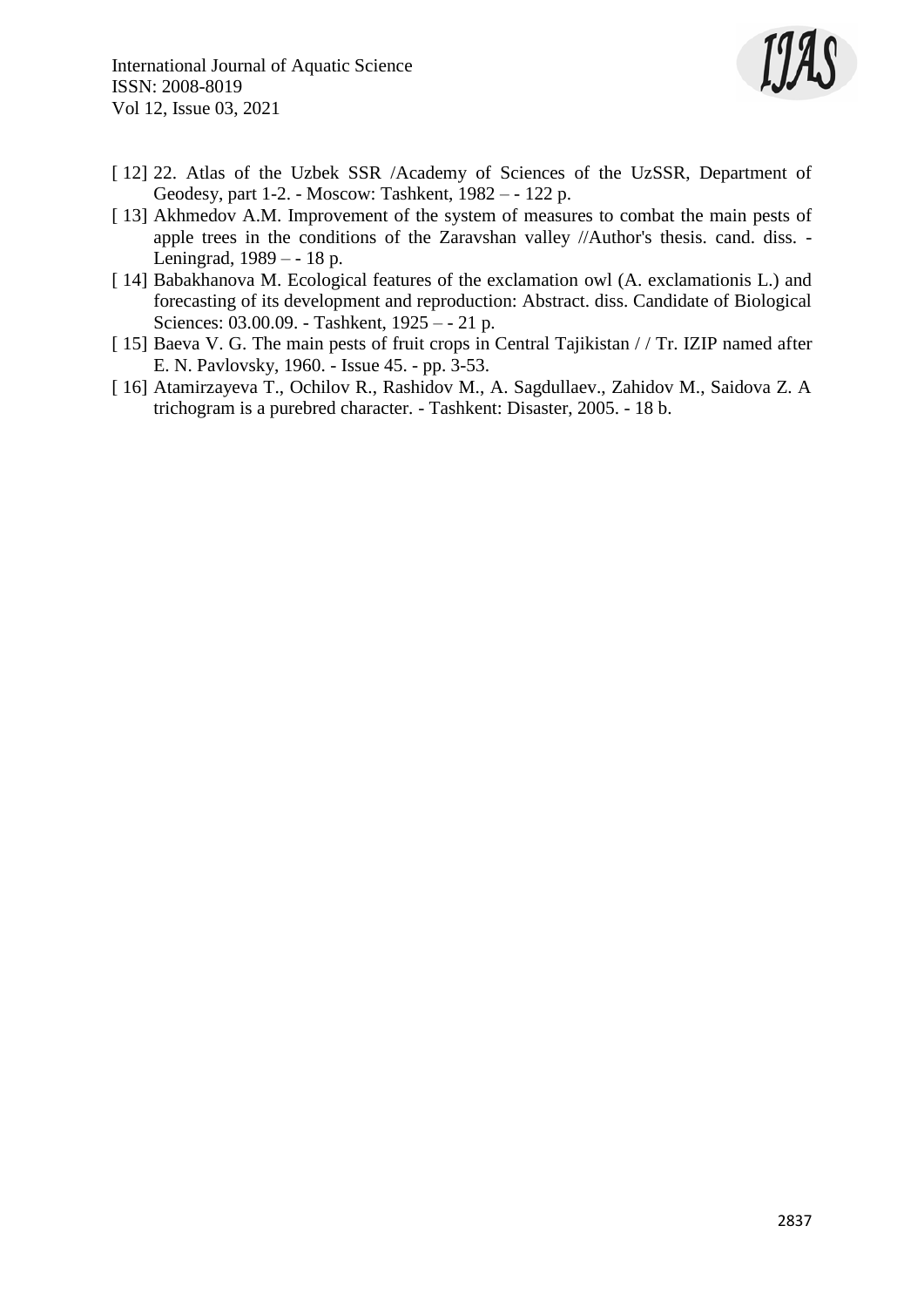[ 12] 22. Atlas of the Uzbek SSR /Academy of Sciences of the UzSSR, Department of Geodesy, part 1-2. - Moscow: Tashkent, 1982 – - 122 p.

[ 13] Akhmedov A.M. Improvement of the system of measures to combat the main pests of apple trees in the conditions of the Zaravshan valley //Author's thesis. cand. diss. - Leningrad, 1989 – - 18 p.

[ 14] Babakhanova M. Ecological features of the exclamation owl (A. exclamationis L.) and forecasting of its development and reproduction: Abstract. diss. Candidate of Biological Sciences: 03.00.09. - Tashkent, 1925 – - 21 p.

[ 15] Baeva V. G. The main pests of fruit crops in Central Tajikistan / / Tr. IZIP named after E. N. Pavlovsky, 1960. - Issue 45. - pp. 3-53.

[ 16] Atamirzayeva T., Ochilov R., Rashidov M., A. Sagdullaev., Zahidov M., Saidova Z. A trichogram is a purebred character. - Tashkent: Disaster, 2005. - 18 b.